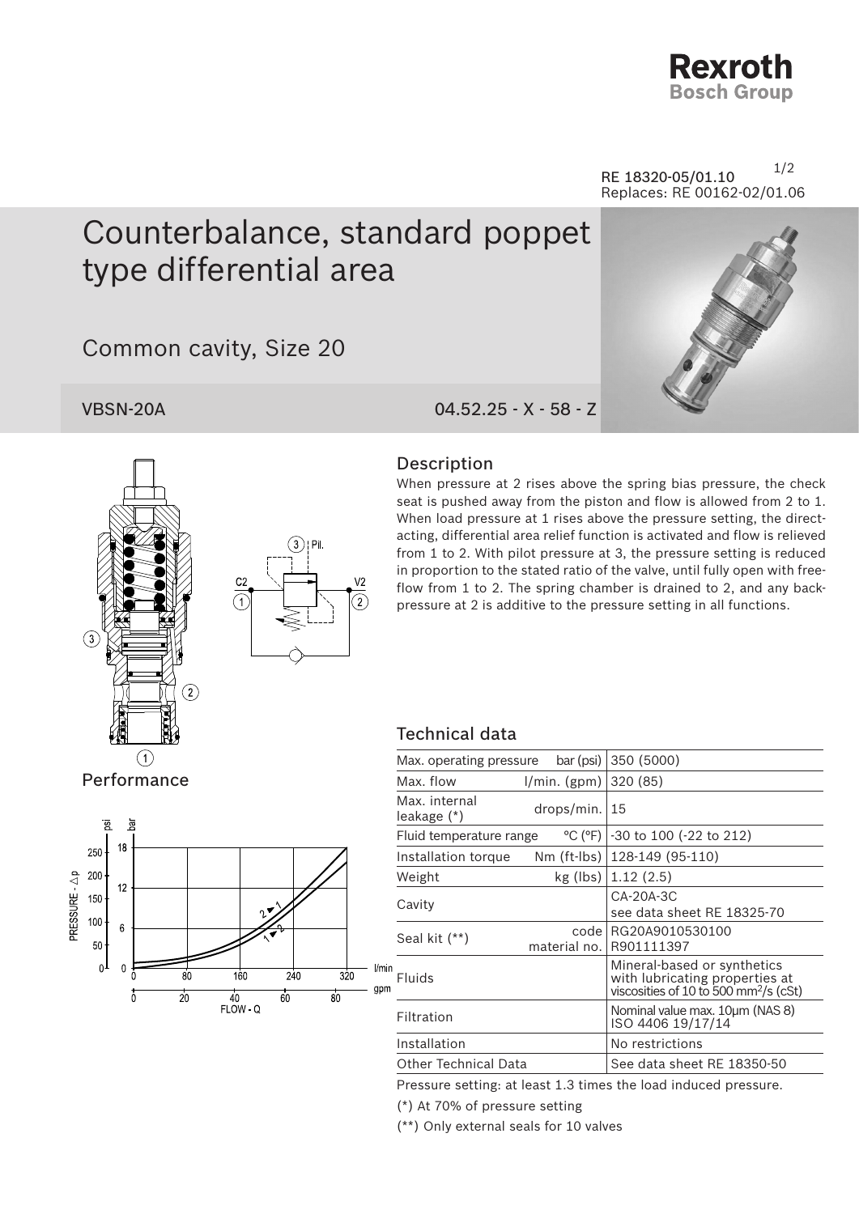Rexroth
Bosch Group

RE 18320-05/01.10
Replaces: RE 00162-02/01.06

# Counterbalance, standard poppet type differential area

## Common cavity, Size 20

VBSN-20A

04.52.25 - X - 58 - Z

### Description

When pressure at 2 rises above the spring bias pressure, the check seat is pushed away from the piston and flow is allowed from 2 to 1. When load pressure at 1 rises above the pressure setting, the direct-acting, differential area relief function is activated and flow is relieved from 1 to 2. With pilot pressure at 3, the pressure setting is reduced in proportion to the stated ratio of the valve, until fully open with free-flow from 1 to 2. The spring chamber is drained to 2, and any back-pressure at 2 is additive to the pressure setting in all functions.

### Performance

### Technical data

| | | |
|---|---|---|
| Max. operating pressure | bar (psi) | 350 (5000) |
| Max. flow | l/min. (gpm) | 320 (85) |
| Max. internal leakage (*) | drops/min. | 15 |
| Fluid temperature range | °C (°F) | -30 to 100 (-22 to 212) |
| Installation torque | Nm (ft-lbs) | 128-149 (95-110) |
| Weight | kg (lbs) | 1.12 (2.5) |
| Cavity | | CA-20A-3C<br>see data sheet RE 18325-70 |
| Seal kit (**) | code<br>material no. | RG20A9010530100<br>R901111397 |
| Fluids | | Mineral-based or synthetics with lubricating properties at viscosities of 10 to 500 $mm^2/s$ (cSt) |
| Filtration | | Nominal value max. 10µm (NAS 8)<br>ISO 4406 19/17/14 |
| Installation | | No restrictions |
| Other Technical Data | | See data sheet RE 18350-50 |

Pressure setting: at least 1.3 times the load induced pressure.

(*) At 70% of pressure setting

(**) Only external seals for 10 valves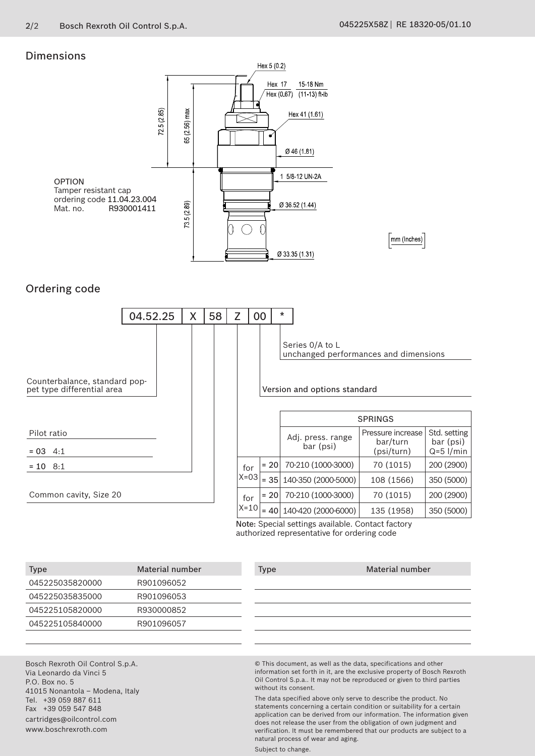## Dimensions

Hex 5 (0.2)

Hex 17 Hex (0.67) 15-18 Nm (11-13) ft-lb

Hex 41 (1.61)

Ø 46 (1.81)

1 5/8-12 UN-2A

Ø 36.52 (1.44)

Ø 33.35 (1.31)

72.5 (2.85)

65 (2.56) max

73.5 (2.89)

mm (Inches)

OPTION
Tamper resistant cap
ordering code 11.04.23.004
Mat. no. R930001411

## Ordering code

| 04.52.25 | X | 58 | Z | 00 | * |
|---|---|---|---|---|---|

- **04.52.25** – Counterbalance, standard poppet type differential area
- **X** – Pilot ratio
  - = 03 4:1
  - = 10 8:1
- **58** – Common cavity, Size 20
- **Z** – Springs (see table)
- **00** – Version and options standard
- **\*** – Series 0/A to L unchanged performances and dimensions

| | | SPRINGS | | |
|---|---|---|---|---|
| | | Adj. press. range bar (psi) | Pressure increase bar/turn (psi/turn) | Std. setting bar (psi) Q=5 l/min |
| for X=03 | = 20 | 70-210 (1000-3000) | 70 (1015) | 200 (2900) |
| | = 35 | 140-350 (2000-5000) | 108 (1566) | 350 (5000) |
| for X=10 | = 20 | 70-210 (1000-3000) | 70 (1015) | 200 (2900) |
| | = 40 | 140-420 (2000-6000) | 135 (1958) | 350 (5000) |

**Note:** Special settings available. Contact factory authorized representative for ordering code

| Type | Material number |
|---|---|
| 045225035820000 | R901096052 |
| 045225035835000 | R901096053 |
| 045225105820000 | R930000852 |
| 045225105840000 | R901096057 |

Bosch Rexroth Oil Control S.p.A.
Via Leonardo da Vinci 5
P.O. Box no. 5
41015 Nonantola – Modena, Italy
Tel. +39 059 887 611
Fax +39 059 547 848
cartridges@oilcontrol.com
www.boschrexroth.com

© This document, as well as the data, specifications and other information set forth in it, are the exclusive property of Bosch Rexroth Oil Control S.p.a.. It may not be reproduced or given to third parties without its consent.

The data specified above only serve to describe the product. No statements concerning a certain condition or suitability for a certain application can be derived from our information. The information given does not release the user from the obligation of own judgment and verification. It must be remembered that our products are subject to a natural process of wear and aging.

Subject to change.